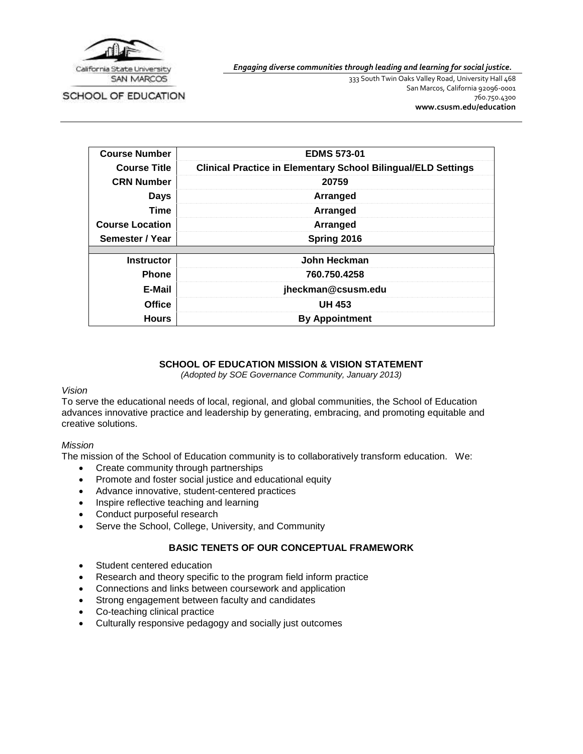California State University SAN MARCOS

SCHOOL OF EDUCATION

*Engaging diverse communities through leading and learning for social justice.*

333 South Twin Oaks Valley Road, University Hall 468
San Marcos, California 92096-0001
760.750.4300
**www.csusm.edu/education**

| | |
|---|---|
| **Course Number** | **EDMS 573-01** |
| **Course Title** | **Clinical Practice in Elementary School Bilingual/ELD Settings** |
| **CRN Number** | **20759** |
| **Days** | **Arranged** |
| **Time** | **Arranged** |
| **Course Location** | **Arranged** |
| **Semester / Year** | **Spring 2016** |
| | |
| **Instructor** | **John Heckman** |
| **Phone** | **760.750.4258** |
| **E-Mail** | **jheckman@csusm.edu** |
| **Office** | **UH 453** |
| **Hours** | **By Appointment** |

## SCHOOL OF EDUCATION MISSION & VISION STATEMENT

*(Adopted by SOE Governance Community, January 2013)*

*Vision*

To serve the educational needs of local, regional, and global communities, the School of Education advances innovative practice and leadership by generating, embracing, and promoting equitable and creative solutions.

*Mission*

The mission of the School of Education community is to collaboratively transform education. We:

- Create community through partnerships
- Promote and foster social justice and educational equity
- Advance innovative, student-centered practices
- Inspire reflective teaching and learning
- Conduct purposeful research
- Serve the School, College, University, and Community

## BASIC TENETS OF OUR CONCEPTUAL FRAMEWORK

- Student centered education
- Research and theory specific to the program field inform practice
- Connections and links between coursework and application
- Strong engagement between faculty and candidates
- Co-teaching clinical practice
- Culturally responsive pedagogy and socially just outcomes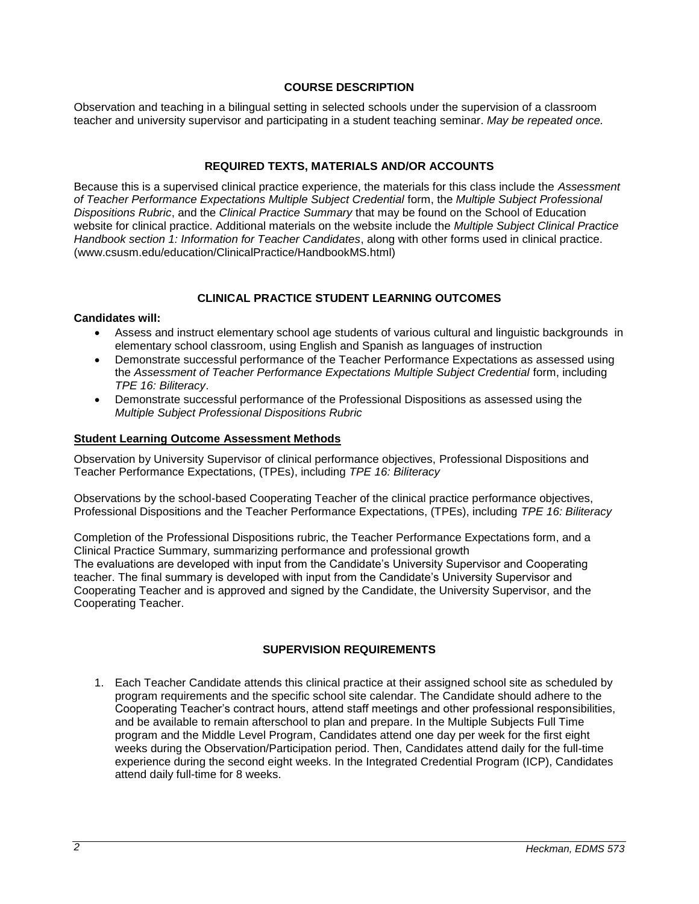## COURSE DESCRIPTION

Observation and teaching in a bilingual setting in selected schools under the supervision of a classroom teacher and university supervisor and participating in a student teaching seminar. *May be repeated once.*

## REQUIRED TEXTS, MATERIALS AND/OR ACCOUNTS

Because this is a supervised clinical practice experience, the materials for this class include the *Assessment of Teacher Performance Expectations Multiple Subject Credential* form, the *Multiple Subject Professional Dispositions Rubric*, and the *Clinical Practice Summary* that may be found on the School of Education website for clinical practice. Additional materials on the website include the *Multiple Subject Clinical Practice Handbook section 1: Information for Teacher Candidates*, along with other forms used in clinical practice. (www.csusm.edu/education/ClinicalPractice/HandbookMS.html)

## CLINICAL PRACTICE STUDENT LEARNING OUTCOMES

**Candidates will:**

- Assess and instruct elementary school age students of various cultural and linguistic backgrounds in elementary school classroom, using English and Spanish as languages of instruction
- Demonstrate successful performance of the Teacher Performance Expectations as assessed using the *Assessment of Teacher Performance Expectations Multiple Subject Credential* form, including *TPE 16: Biliteracy*.
- Demonstrate successful performance of the Professional Dispositions as assessed using the *Multiple Subject Professional Dispositions Rubric*

### Student Learning Outcome Assessment Methods

Observation by University Supervisor of clinical performance objectives, Professional Dispositions and Teacher Performance Expectations, (TPEs), including *TPE 16: Biliteracy*

Observations by the school-based Cooperating Teacher of the clinical practice performance objectives, Professional Dispositions and the Teacher Performance Expectations, (TPEs), including *TPE 16: Biliteracy*

Completion of the Professional Dispositions rubric, the Teacher Performance Expectations form, and a Clinical Practice Summary, summarizing performance and professional growth
The evaluations are developed with input from the Candidate's University Supervisor and Cooperating teacher. The final summary is developed with input from the Candidate's University Supervisor and Cooperating Teacher and is approved and signed by the Candidate, the University Supervisor, and the Cooperating Teacher.

## SUPERVISION REQUIREMENTS

1. Each Teacher Candidate attends this clinical practice at their assigned school site as scheduled by program requirements and the specific school site calendar. The Candidate should adhere to the Cooperating Teacher's contract hours, attend staff meetings and other professional responsibilities, and be available to remain afterschool to plan and prepare. In the Multiple Subjects Full Time program and the Middle Level Program, Candidates attend one day per week for the first eight weeks during the Observation/Participation period. Then, Candidates attend daily for the full-time experience during the second eight weeks. In the Integrated Credential Program (ICP), Candidates attend daily full-time for 8 weeks.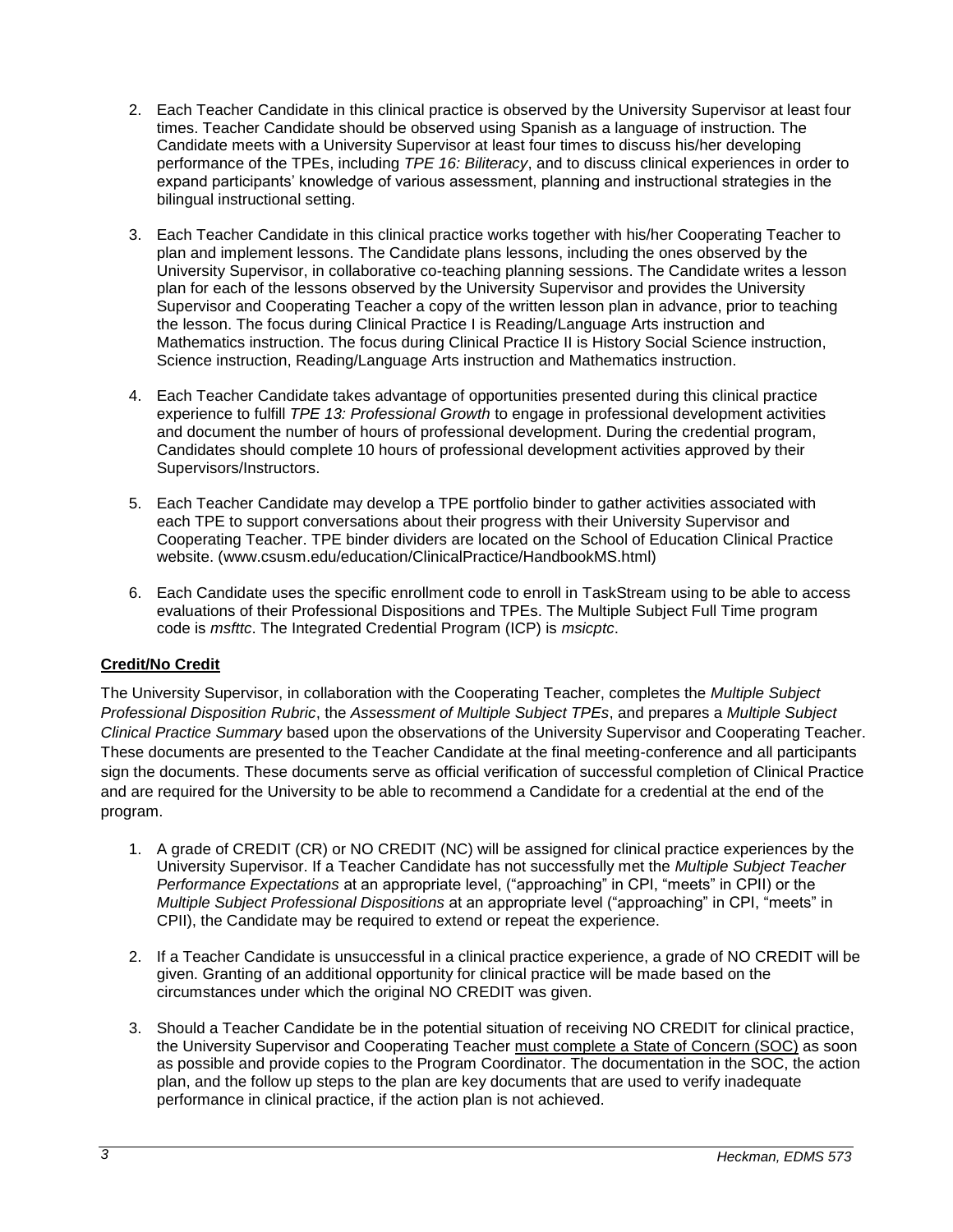2. Each Teacher Candidate in this clinical practice is observed by the University Supervisor at least four times. Teacher Candidate should be observed using Spanish as a language of instruction. The Candidate meets with a University Supervisor at least four times to discuss his/her developing performance of the TPEs, including *TPE 16: Biliteracy*, and to discuss clinical experiences in order to expand participants' knowledge of various assessment, planning and instructional strategies in the bilingual instructional setting.

3. Each Teacher Candidate in this clinical practice works together with his/her Cooperating Teacher to plan and implement lessons. The Candidate plans lessons, including the ones observed by the University Supervisor, in collaborative co-teaching planning sessions. The Candidate writes a lesson plan for each of the lessons observed by the University Supervisor and provides the University Supervisor and Cooperating Teacher a copy of the written lesson plan in advance, prior to teaching the lesson. The focus during Clinical Practice I is Reading/Language Arts instruction and Mathematics instruction. The focus during Clinical Practice II is History Social Science instruction, Science instruction, Reading/Language Arts instruction and Mathematics instruction.

4. Each Teacher Candidate takes advantage of opportunities presented during this clinical practice experience to fulfill *TPE 13: Professional Growth* to engage in professional development activities and document the number of hours of professional development. During the credential program, Candidates should complete 10 hours of professional development activities approved by their Supervisors/Instructors.

5. Each Teacher Candidate may develop a TPE portfolio binder to gather activities associated with each TPE to support conversations about their progress with their University Supervisor and Cooperating Teacher. TPE binder dividers are located on the School of Education Clinical Practice website. (www.csusm.edu/education/ClinicalPractice/HandbookMS.html)

6. Each Candidate uses the specific enrollment code to enroll in TaskStream using to be able to access evaluations of their Professional Dispositions and TPEs. The Multiple Subject Full Time program code is *msfttc*. The Integrated Credential Program (ICP) is *msicptc*.

**Credit/No Credit**

The University Supervisor, in collaboration with the Cooperating Teacher, completes the *Multiple Subject Professional Disposition Rubric*, the *Assessment of Multiple Subject TPEs*, and prepares a *Multiple Subject Clinical Practice Summary* based upon the observations of the University Supervisor and Cooperating Teacher. These documents are presented to the Teacher Candidate at the final meeting-conference and all participants sign the documents. These documents serve as official verification of successful completion of Clinical Practice and are required for the University to be able to recommend a Candidate for a credential at the end of the program.

1. A grade of CREDIT (CR) or NO CREDIT (NC) will be assigned for clinical practice experiences by the University Supervisor. If a Teacher Candidate has not successfully met the *Multiple Subject Teacher Performance Expectations* at an appropriate level, ("approaching" in CPI, "meets" in CPII) or the *Multiple Subject Professional Dispositions* at an appropriate level ("approaching" in CPI, "meets" in CPII), the Candidate may be required to extend or repeat the experience.

2. If a Teacher Candidate is unsuccessful in a clinical practice experience, a grade of NO CREDIT will be given. Granting of an additional opportunity for clinical practice will be made based on the circumstances under which the original NO CREDIT was given.

3. Should a Teacher Candidate be in the potential situation of receiving NO CREDIT for clinical practice, the University Supervisor and Cooperating Teacher must complete a State of Concern (SOC) as soon as possible and provide copies to the Program Coordinator. The documentation in the SOC, the action plan, and the follow up steps to the plan are key documents that are used to verify inadequate performance in clinical practice, if the action plan is not achieved.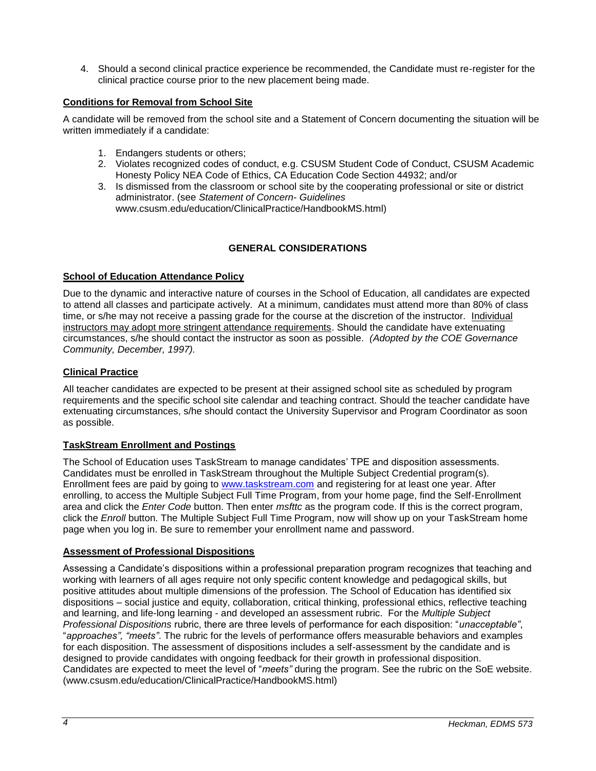4. Should a second clinical practice experience be recommended, the Candidate must re-register for the clinical practice course prior to the new placement being made.

**Conditions for Removal from School Site**

A candidate will be removed from the school site and a Statement of Concern documenting the situation will be written immediately if a candidate:

1. Endangers students or others;
2. Violates recognized codes of conduct, e.g. CSUSM Student Code of Conduct, CSUSM Academic Honesty Policy NEA Code of Ethics, CA Education Code Section 44932; and/or
3. Is dismissed from the classroom or school site by the cooperating professional or site or district administrator. (see *Statement of Concern- Guidelines* www.csusm.edu/education/ClinicalPractice/HandbookMS.html)

## GENERAL CONSIDERATIONS

**School of Education Attendance Policy**

Due to the dynamic and interactive nature of courses in the School of Education, all candidates are expected to attend all classes and participate actively. At a minimum, candidates must attend more than 80% of class time, or s/he may not receive a passing grade for the course at the discretion of the instructor. Individual instructors may adopt more stringent attendance requirements. Should the candidate have extenuating circumstances, s/he should contact the instructor as soon as possible. *(Adopted by the COE Governance Community, December, 1997).*

**Clinical Practice**

All teacher candidates are expected to be present at their assigned school site as scheduled by program requirements and the specific school site calendar and teaching contract. Should the teacher candidate have extenuating circumstances, s/he should contact the University Supervisor and Program Coordinator as soon as possible.

**TaskStream Enrollment and Postings**

The School of Education uses TaskStream to manage candidates' TPE and disposition assessments. Candidates must be enrolled in TaskStream throughout the Multiple Subject Credential program(s). Enrollment fees are paid by going to www.taskstream.com and registering for at least one year. After enrolling, to access the Multiple Subject Full Time Program, from your home page, find the Self-Enrollment area and click the *Enter Code* button. Then enter *msfttc* as the program code. If this is the correct program, click the *Enroll* button. The Multiple Subject Full Time Program, now will show up on your TaskStream home page when you log in. Be sure to remember your enrollment name and password.

**Assessment of Professional Dispositions**

Assessing a Candidate's dispositions within a professional preparation program recognizes that teaching and working with learners of all ages require not only specific content knowledge and pedagogical skills, but positive attitudes about multiple dimensions of the profession. The School of Education has identified six dispositions – social justice and equity, collaboration, critical thinking, professional ethics, reflective teaching and learning, and life-long learning - and developed an assessment rubric. For the *Multiple Subject Professional Dispositions* rubric, there are three levels of performance for each disposition: "*unacceptable"*, "*approaches", "meets"*. The rubric for the levels of performance offers measurable behaviors and examples for each disposition. The assessment of dispositions includes a self-assessment by the candidate and is designed to provide candidates with ongoing feedback for their growth in professional disposition. Candidates are expected to meet the level of "*meets"* during the program. See the rubric on the SoE website. (www.csusm.edu/education/ClinicalPractice/HandbookMS.html)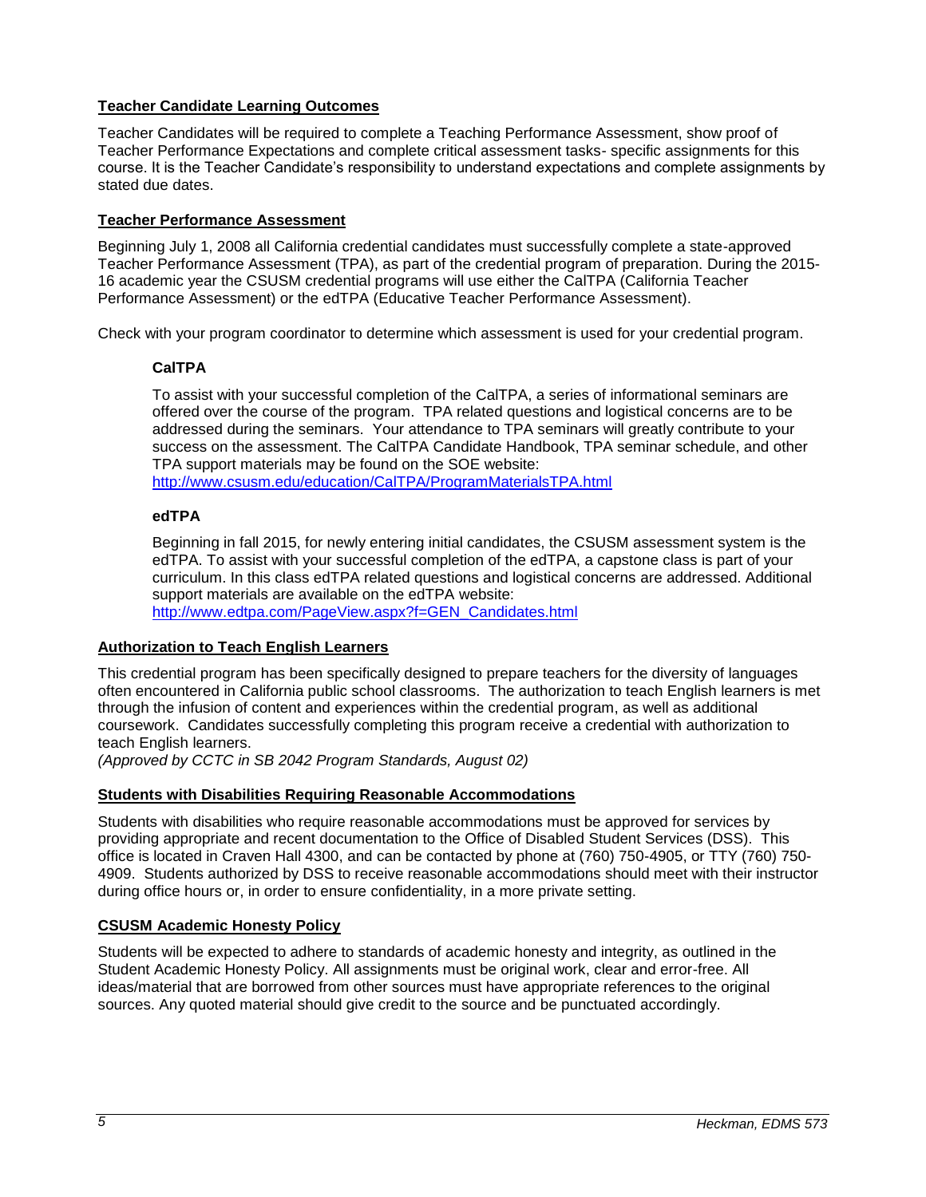## Teacher Candidate Learning Outcomes

Teacher Candidates will be required to complete a Teaching Performance Assessment, show proof of Teacher Performance Expectations and complete critical assessment tasks- specific assignments for this course. It is the Teacher Candidate's responsibility to understand expectations and complete assignments by stated due dates.

## Teacher Performance Assessment

Beginning July 1, 2008 all California credential candidates must successfully complete a state-approved Teacher Performance Assessment (TPA), as part of the credential program of preparation. During the 2015-16 academic year the CSUSM credential programs will use either the CalTPA (California Teacher Performance Assessment) or the edTPA (Educative Teacher Performance Assessment).

Check with your program coordinator to determine which assessment is used for your credential program.

### CalTPA

To assist with your successful completion of the CalTPA, a series of informational seminars are offered over the course of the program. TPA related questions and logistical concerns are to be addressed during the seminars. Your attendance to TPA seminars will greatly contribute to your success on the assessment. The CalTPA Candidate Handbook, TPA seminar schedule, and other TPA support materials may be found on the SOE website:
http://www.csusm.edu/education/CalTPA/ProgramMaterialsTPA.html

### edTPA

Beginning in fall 2015, for newly entering initial candidates, the CSUSM assessment system is the edTPA. To assist with your successful completion of the edTPA, a capstone class is part of your curriculum. In this class edTPA related questions and logistical concerns are addressed. Additional support materials are available on the edTPA website:
http://www.edtpa.com/PageView.aspx?f=GEN_Candidates.html

## Authorization to Teach English Learners

This credential program has been specifically designed to prepare teachers for the diversity of languages often encountered in California public school classrooms. The authorization to teach English learners is met through the infusion of content and experiences within the credential program, as well as additional coursework. Candidates successfully completing this program receive a credential with authorization to teach English learners.
*(Approved by CCTC in SB 2042 Program Standards, August 02)*

## Students with Disabilities Requiring Reasonable Accommodations

Students with disabilities who require reasonable accommodations must be approved for services by providing appropriate and recent documentation to the Office of Disabled Student Services (DSS). This office is located in Craven Hall 4300, and can be contacted by phone at (760) 750-4905, or TTY (760) 750-4909. Students authorized by DSS to receive reasonable accommodations should meet with their instructor during office hours or, in order to ensure confidentiality, in a more private setting.

## CSUSM Academic Honesty Policy

Students will be expected to adhere to standards of academic honesty and integrity, as outlined in the Student Academic Honesty Policy. All assignments must be original work, clear and error-free. All ideas/material that are borrowed from other sources must have appropriate references to the original sources. Any quoted material should give credit to the source and be punctuated accordingly.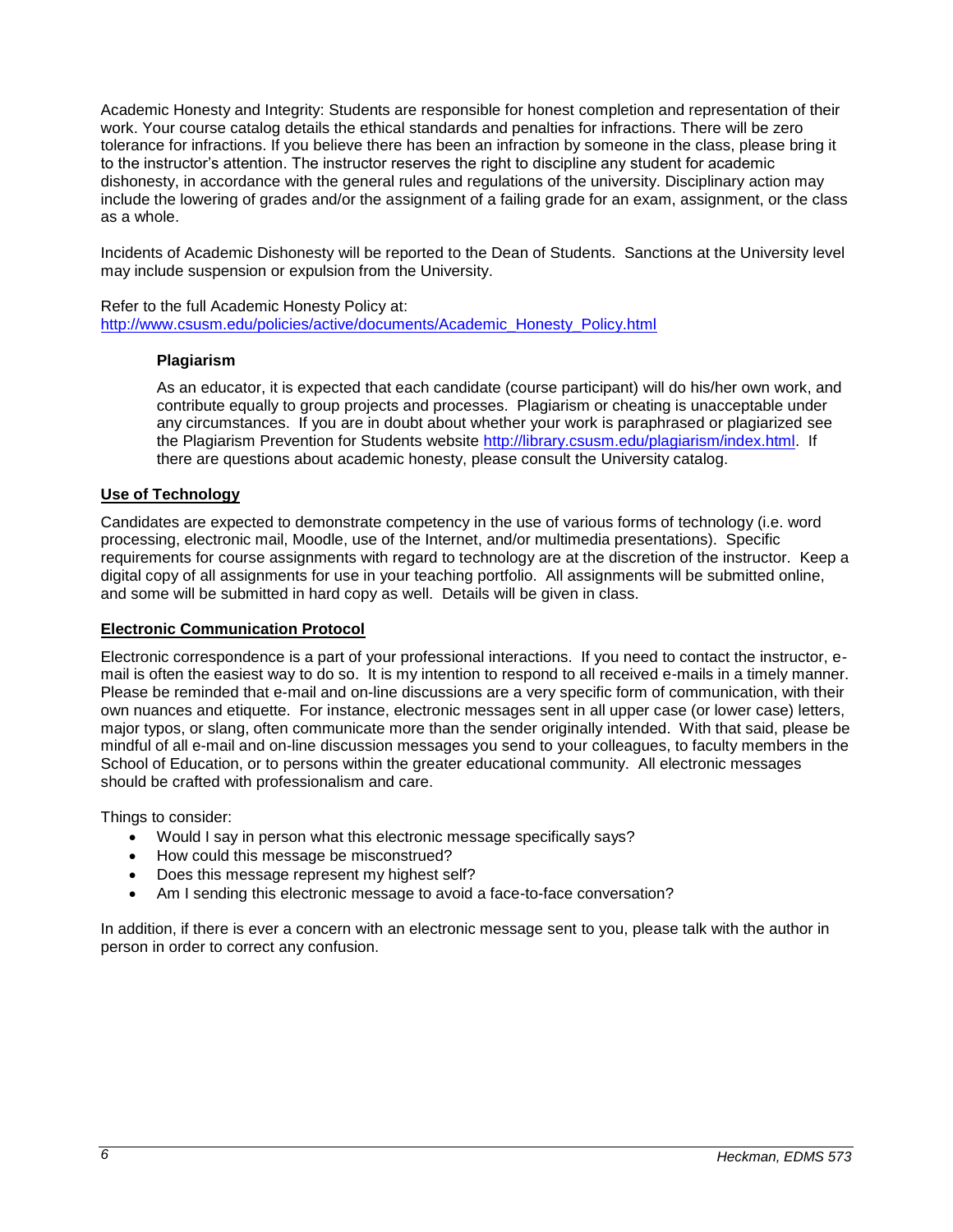Academic Honesty and Integrity: Students are responsible for honest completion and representation of their work. Your course catalog details the ethical standards and penalties for infractions. There will be zero tolerance for infractions. If you believe there has been an infraction by someone in the class, please bring it to the instructor's attention. The instructor reserves the right to discipline any student for academic dishonesty, in accordance with the general rules and regulations of the university. Disciplinary action may include the lowering of grades and/or the assignment of a failing grade for an exam, assignment, or the class as a whole.

Incidents of Academic Dishonesty will be reported to the Dean of Students. Sanctions at the University level may include suspension or expulsion from the University.

Refer to the full Academic Honesty Policy at: [http://www.csusm.edu/policies/active/documents/Academic_Honesty_Policy.html](http://www.csusm.edu/policies/active/documents/Academic_Honesty_Policy.html)

**Plagiarism**

As an educator, it is expected that each candidate (course participant) will do his/her own work, and contribute equally to group projects and processes. Plagiarism or cheating is unacceptable under any circumstances. If you are in doubt about whether your work is paraphrased or plagiarized see the Plagiarism Prevention for Students website [http://library.csusm.edu/plagiarism/index.html](http://library.csusm.edu/plagiarism/index.html). If there are questions about academic honesty, please consult the University catalog.

## Use of Technology

Candidates are expected to demonstrate competency in the use of various forms of technology (i.e. word processing, electronic mail, Moodle, use of the Internet, and/or multimedia presentations). Specific requirements for course assignments with regard to technology are at the discretion of the instructor. Keep a digital copy of all assignments for use in your teaching portfolio. All assignments will be submitted online, and some will be submitted in hard copy as well. Details will be given in class.

## Electronic Communication Protocol

Electronic correspondence is a part of your professional interactions. If you need to contact the instructor, e-mail is often the easiest way to do so. It is my intention to respond to all received e-mails in a timely manner. Please be reminded that e-mail and on-line discussions are a very specific form of communication, with their own nuances and etiquette. For instance, electronic messages sent in all upper case (or lower case) letters, major typos, or slang, often communicate more than the sender originally intended. With that said, please be mindful of all e-mail and on-line discussion messages you send to your colleagues, to faculty members in the School of Education, or to persons within the greater educational community. All electronic messages should be crafted with professionalism and care.

Things to consider:

- Would I say in person what this electronic message specifically says?
- How could this message be misconstrued?
- Does this message represent my highest self?
- Am I sending this electronic message to avoid a face-to-face conversation?

In addition, if there is ever a concern with an electronic message sent to you, please talk with the author in person in order to correct any confusion.